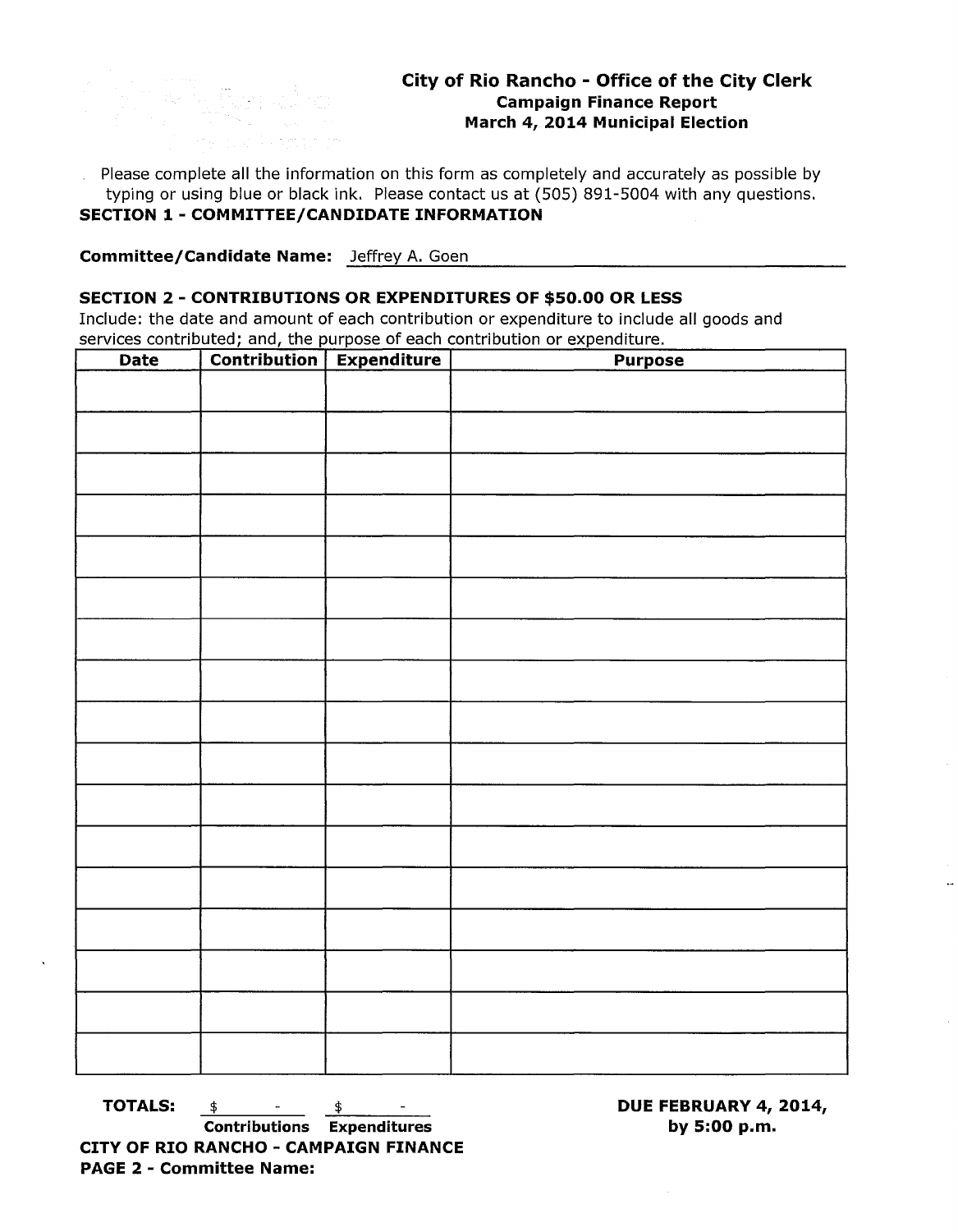## City of Rio Rancho - Office of the City Clerk

**Campaign Finance Report**

**March 4, 2014 Municipal Election**

Please complete all the information on this form as completely and accurately as possible by typing or using blue or black ink. Please contact us at (505) 891-5004 with any questions.

### SECTION 1 - COMMITTEE/CANDIDATE INFORMATION

**Committee/Candidate Name:** Jeffrey A. Goen

### SECTION 2 - CONTRIBUTIONS OR EXPENDITURES OF $50.00 OR LESS

Include: the date and amount of each contribution or expenditure to include all goods and services contributed; and, the purpose of each contribution or expenditure.

| Date | Contribution | Expenditure | Purpose |
|---|---|---|---|
| | | | |
| | | | |
| | | | |
| | | | |
| | | | |
| | | | |
| | | | |
| | | | |
| | | | |
| | | | |
| | | | |
| | | | |
| | | | |
| | | | |
| | | | |
| | | | |
| | | | |

**TOTALS:** $ - (**Contributions**) $ - (**Expenditures**)

**DUE FEBRUARY 4, 2014, by 5:00 p.m.**

**CITY OF RIO RANCHO - CAMPAIGN FINANCE**

**PAGE 2 - Committee Name:**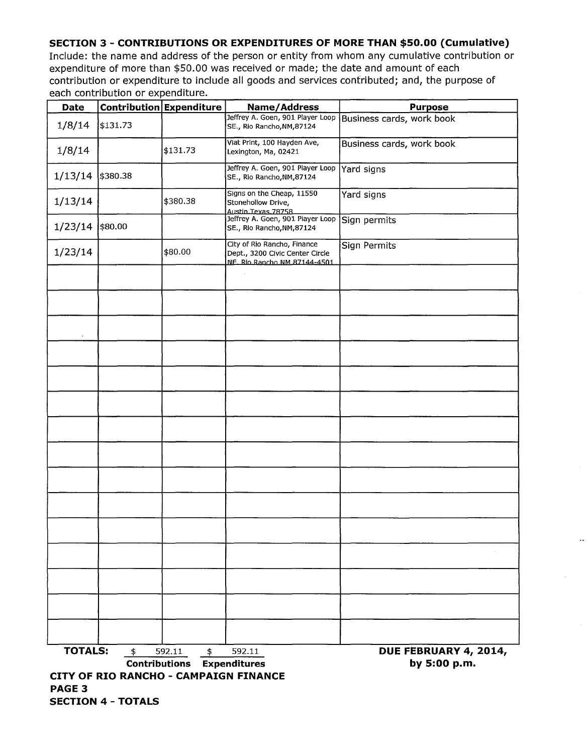### SECTION 3 - CONTRIBUTIONS OR EXPENDITURES OF MORE THAN $50.00 (Cumulative)

Include: the name and address of the person or entity from whom any cumulative contribution or expenditure of more than $50.00 was received or made; the date and amount of each contribution or expenditure to include all goods and services contributed; and, the purpose of each contribution or expenditure.

| Date | Contribution | Expenditure | Name/Address | Purpose |
|---|---|---|---|---|
| 1/8/14 | $131.73 | | Jeffrey A. Goen, 901 Player Loop SE., Rio Rancho,NM,87124 | Business cards, work book |
| 1/8/14 | | $131.73 | Viat Print, 100 Hayden Ave, Lexington, Ma, 02421 | Business cards, work book |
| 1/13/14 | $380.38 | | Jeffrey A. Goen, 901 Player Loop SE., Rio Rancho,NM,87124 | Yard signs |
| 1/13/14 | | $380.38 | Signs on the Cheap, 11550 Stonehollow Drive, Austin,Texas,78758 | Yard signs |
| 1/23/14 | $80.00 | | Jeffrey A. Goen, 901 Player Loop SE., Rio Rancho,NM,87124 | Sign permits |
| 1/23/14 | | $80.00 | City of Rio Rancho, Finance Dept., 3200 Civic Center Circle NE, Rio Rancho,NM,87144-4501 | Sign Permits |
| | | | | |
| | | | | |
| | | | | |
| | | | | |
| | | | | |
| | | | | |
| | | | | |
| | | | | |
| | | | | |
| | | | | |
| | | | | |
| | | | | |
| | | | | |
| | | | | |
| | | | | |

**TOTALS:** $ 592.11 **Contributions** $ 592.11 **Expenditures**

**DUE FEBRUARY 4, 2014, by 5:00 p.m.**

**CITY OF RIO RANCHO - CAMPAIGN FINANCE**
**PAGE 3**
**SECTION 4 - TOTALS**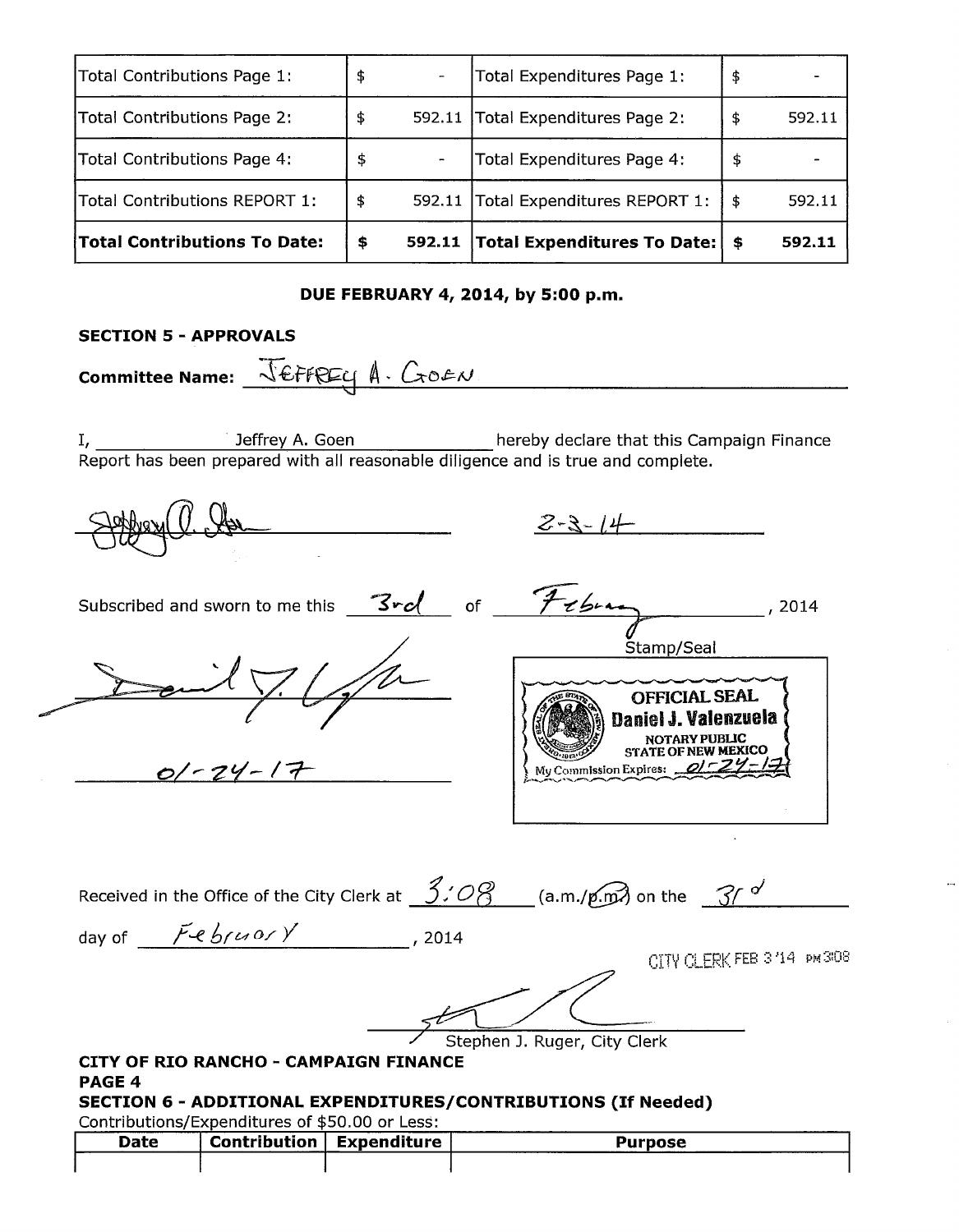| | | | |
|---|---|---|---|
| Total Contributions Page 1: | $ - | Total Expenditures Page 1: | $ - |
| Total Contributions Page 2: | $ 592.11 | Total Expenditures Page 2: | $ 592.11 |
| Total Contributions Page 4: | $ - | Total Expenditures Page 4: | $ - |
| Total Contributions REPORT 1: | $ 592.11 | Total Expenditures REPORT 1: | $ 592.11 |
| **Total Contributions To Date:** | **$ 592.11** | **Total Expenditures To Date:** | **$ 592.11** |

**DUE FEBRUARY 4, 2014, by 5:00 p.m.**

**SECTION 5 - APPROVALS**

**Committee Name:** JEFFREY A. GOEN

I, Jeffrey A. Goen hereby declare that this Campaign Finance Report has been prepared with all reasonable diligence and is true and complete.

[Signature] 2-3-14

Subscribed and sworn to me this 3rd of February, 2014

Stamp/Seal

[Signature]

01-24-17

OFFICIAL SEAL
Daniel J. Valenzuela
NOTARY PUBLIC
STATE OF NEW MEXICO
My Commission Expires: 01-24-17

Received in the Office of the City Clerk at 3:08 (a.m./p.m.) on the 3rd day of February, 2014

CITY CLERK FEB 3 '14 PM 3:08

[Signature]

Stephen J. Ruger, City Clerk

**CITY OF RIO RANCHO - CAMPAIGN FINANCE**
**PAGE 4**
**SECTION 6 - ADDITIONAL EXPENDITURES/CONTRIBUTIONS (If Needed)**

Contributions/Expenditures of $50.00 or Less:

| Date | Contribution | Expenditure | Purpose |
|---|---|---|---|
| | | | |